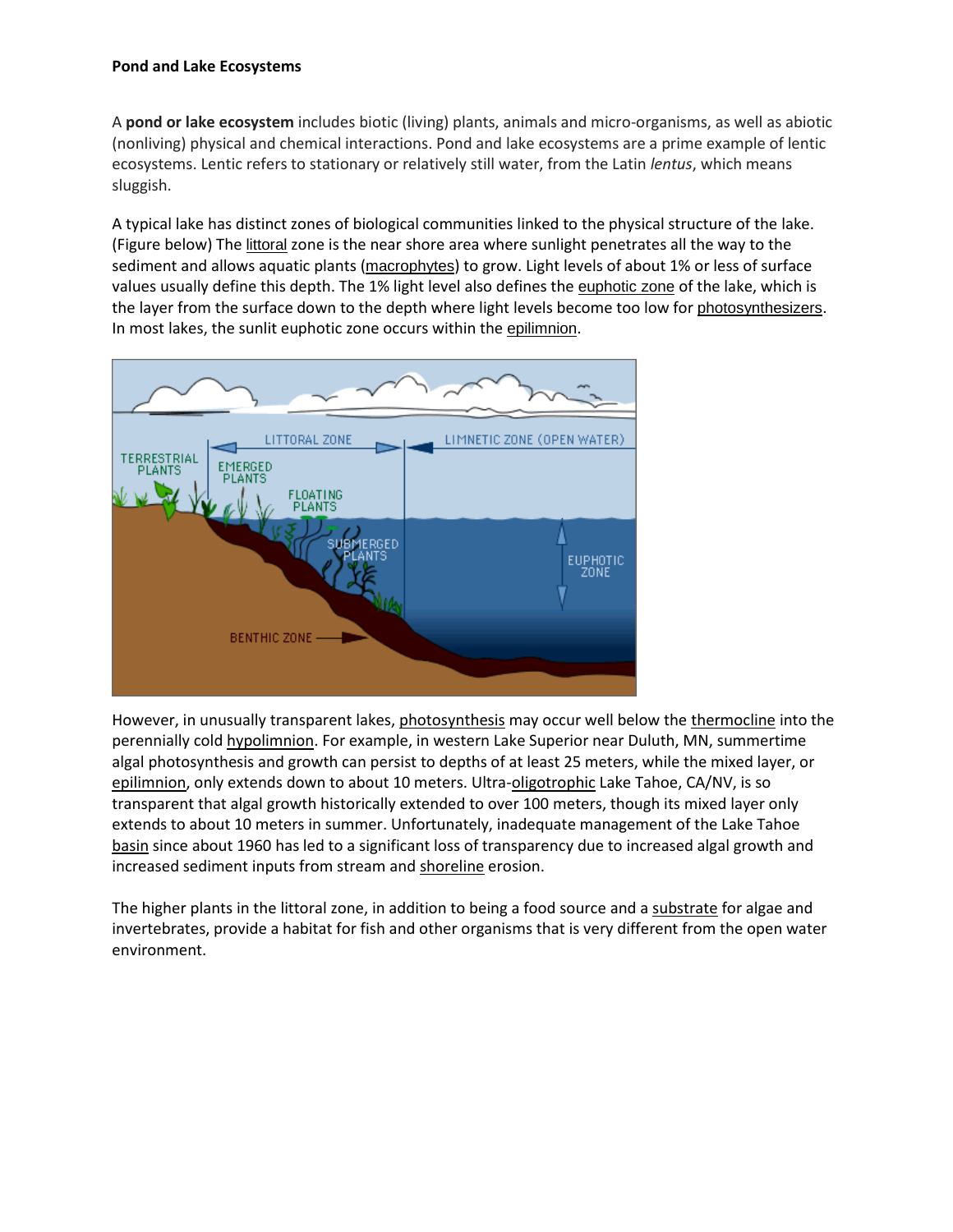**Pond and Lake Ecosystems**

A **pond or lake ecosystem** includes biotic (living) plants, animals and micro-organisms, as well as abiotic (nonliving) physical and chemical interactions. Pond and lake ecosystems are a prime example of lentic ecosystems. Lentic refers to stationary or relatively still water, from the Latin *lentus*, which means sluggish.

A typical lake has distinct zones of biological communities linked to the physical structure of the lake. (Figure below) The littoral zone is the near shore area where sunlight penetrates all the way to the sediment and allows aquatic plants (macrophytes) to grow. Light levels of about 1% or less of surface values usually define this depth. The 1% light level also defines the euphotic zone of the lake, which is the layer from the surface down to the depth where light levels become too low for photosynthesizers. In most lakes, the sunlit euphotic zone occurs within the epilimnion.

However, in unusually transparent lakes, photosynthesis may occur well below the thermocline into the perennially cold hypolimnion. For example, in western Lake Superior near Duluth, MN, summertime algal photosynthesis and growth can persist to depths of at least 25 meters, while the mixed layer, or epilimnion, only extends down to about 10 meters. Ultra-oligotrophic Lake Tahoe, CA/NV, is so transparent that algal growth historically extended to over 100 meters, though its mixed layer only extends to about 10 meters in summer. Unfortunately, inadequate management of the Lake Tahoe basin since about 1960 has led to a significant loss of transparency due to increased algal growth and increased sediment inputs from stream and shoreline erosion.

The higher plants in the littoral zone, in addition to being a food source and a substrate for algae and invertebrates, provide a habitat for fish and other organisms that is very different from the open water environment.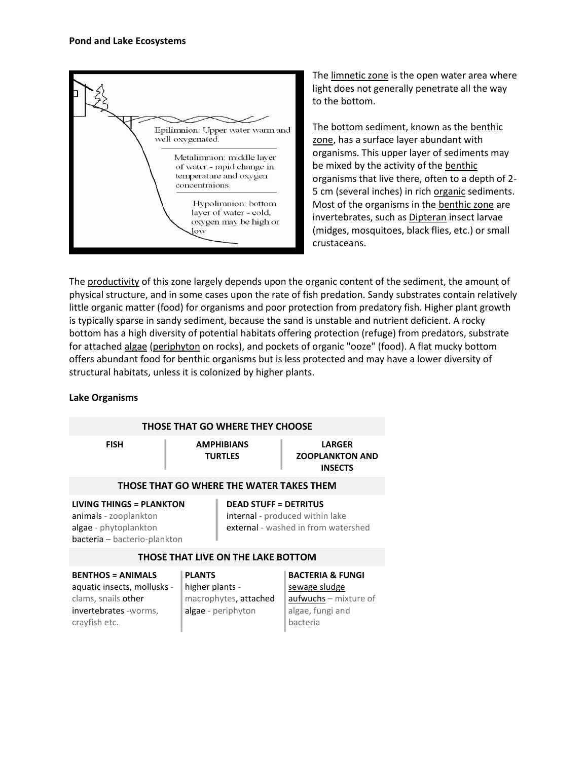## Pond and Lake Ecosystems

Epilimnion: Upper water warm and well oxygenated.

Metalimnion: middle layer of water - rapid change in temperature and oxygen concentraions.

Hypolimnion: bottom layer of water - cold, oxygen may be high or low

The limnetic zone is the open water area where light does not generally penetrate all the way to the bottom.

The bottom sediment, known as the benthic zone, has a surface layer abundant with organisms. This upper layer of sediments may be mixed by the activity of the benthic organisms that live there, often to a depth of 2-5 cm (several inches) in rich organic sediments. Most of the organisms in the benthic zone are invertebrates, such as Dipteran insect larvae (midges, mosquitoes, black flies, etc.) or small crustaceans.

The productivity of this zone largely depends upon the organic content of the sediment, the amount of physical structure, and in some cases upon the rate of fish predation. Sandy substrates contain relatively little organic matter (food) for organisms and poor protection from predatory fish. Higher plant growth is typically sparse in sandy sediment, because the sand is unstable and nutrient deficient. A rocky bottom has a high diversity of potential habitats offering protection (refuge) from predators, substrate for attached algae (periphyton on rocks), and pockets of organic "ooze" (food). A flat mucky bottom offers abundant food for benthic organisms but is less protected and may have a lower diversity of structural habitats, unless it is colonized by higher plants.

### Lake Organisms

| THOSE THAT GO WHERE THEY CHOOSE | | |
|---|---|---|
| **FISH** | **AMPHIBIANS TURTLES** | **LARGER ZOOPLANKTON AND INSECTS** |
| **THOSE THAT GO WHERE THE WATER TAKES THEM** | | |
| **LIVING THINGS = PLANKTON**<br>**animals** - zooplankton<br>**algae** - phytoplankton<br>**bacteria** – bacterio-plankton | **DEAD STUFF = DETRITUS**<br>**internal** - produced within lake<br>**external** - washed in from watershed | |
| **THOSE THAT LIVE ON THE LAKE BOTTOM** | | |
| **BENTHOS = ANIMALS**<br>aquatic insects, mollusks - clams, snails other invertebrates -worms, crayfish etc. | **PLANTS**<br>higher plants - macrophytes, attached algae - periphyton | **BACTERIA & FUNGI**<br>sewage sludge<br>aufwuchs – mixture of algae, fungi and bacteria |